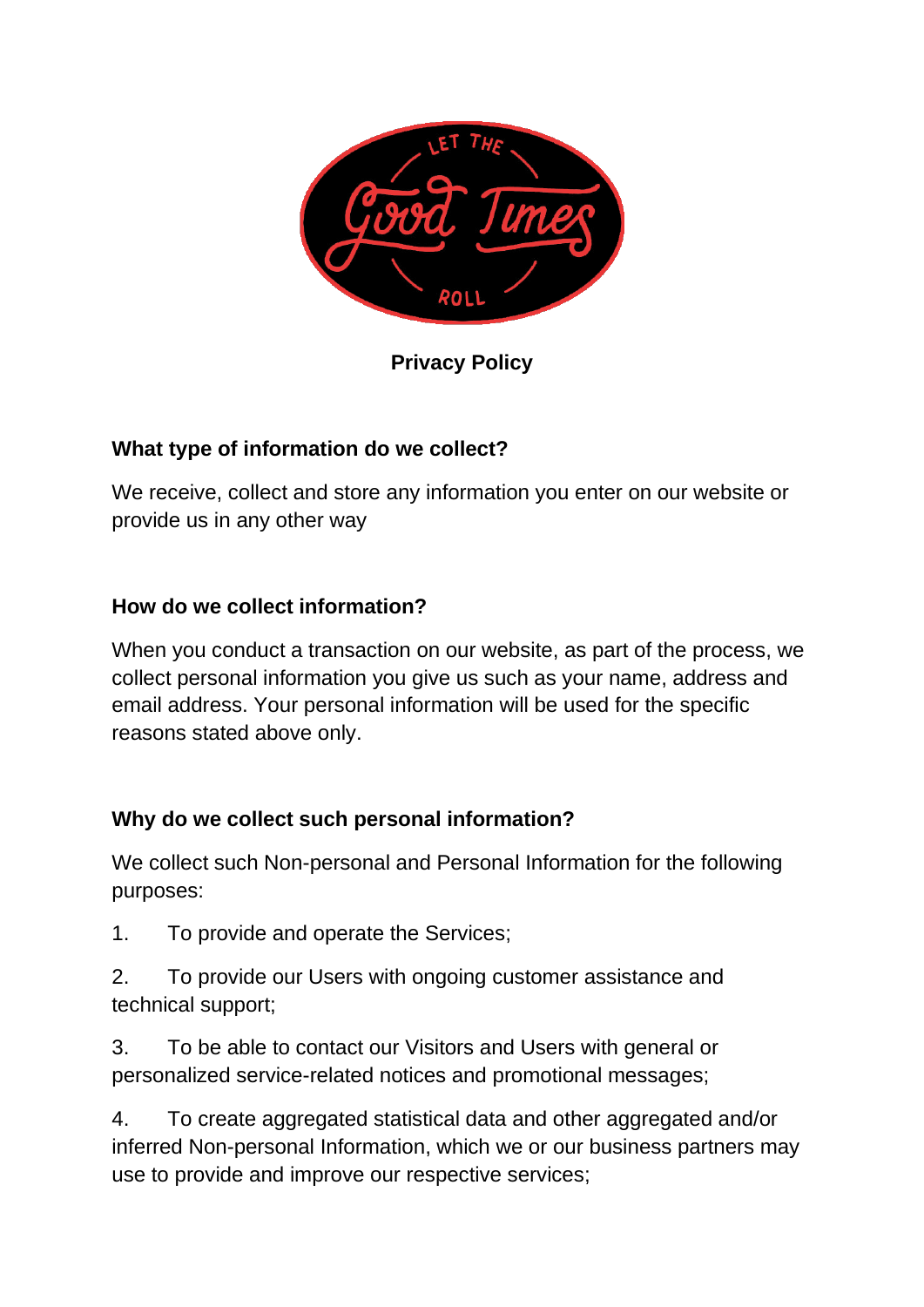# Privacy Policy

## What type of information do we collect?

We receive, collect and store any information you enter on our website or provide us in any other way

## How do we collect information?

When you conduct a transaction on our website, as part of the process, we collect personal information you give us such as your name, address and email address. Your personal information will be used for the specific reasons stated above only.

## Why do we collect such personal information?

We collect such Non-personal and Personal Information for the following purposes:

1. To provide and operate the Services;

2. To provide our Users with ongoing customer assistance and technical support;

3. To be able to contact our Visitors and Users with general or personalized service-related notices and promotional messages;

4. To create aggregated statistical data and other aggregated and/or inferred Non-personal Information, which we or our business partners may use to provide and improve our respective services;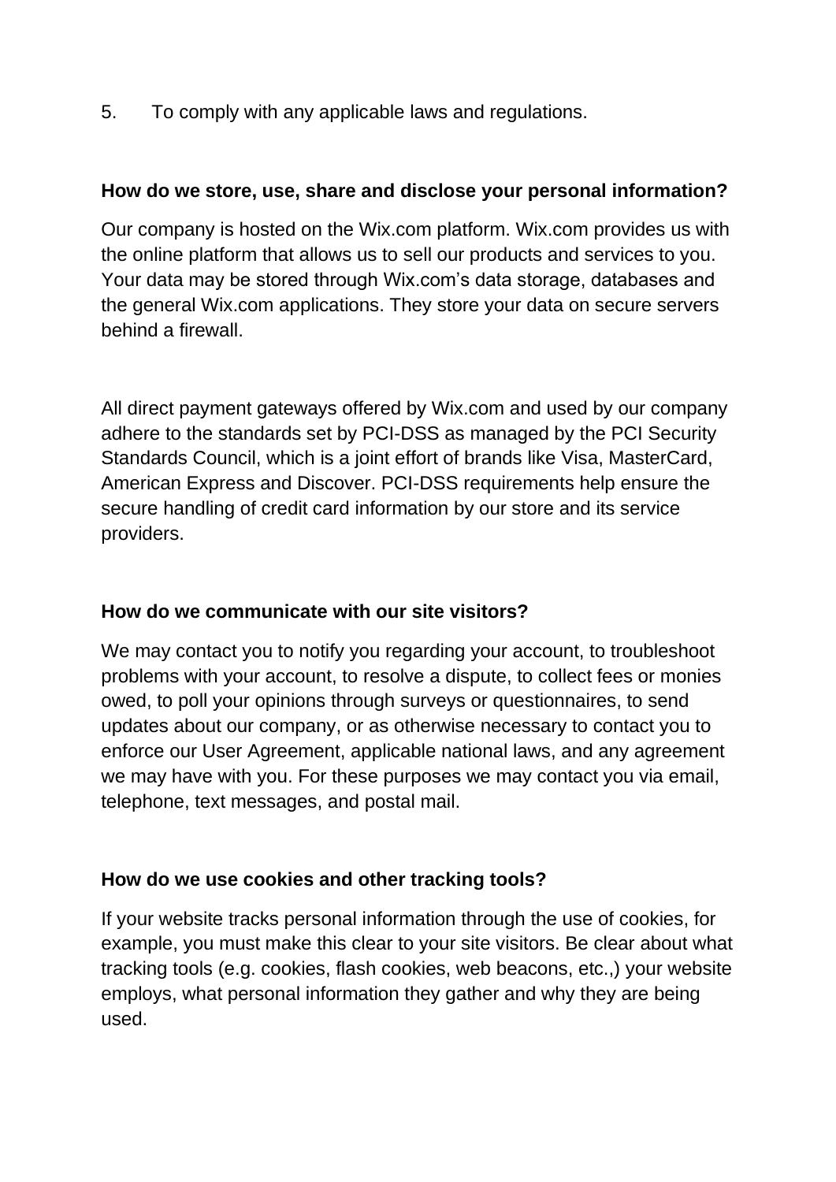5. To comply with any applicable laws and regulations.

## How do we store, use, share and disclose your personal information?

Our company is hosted on the Wix.com platform. Wix.com provides us with the online platform that allows us to sell our products and services to you. Your data may be stored through Wix.com's data storage, databases and the general Wix.com applications. They store your data on secure servers behind a firewall.

All direct payment gateways offered by Wix.com and used by our company adhere to the standards set by PCI-DSS as managed by the PCI Security Standards Council, which is a joint effort of brands like Visa, MasterCard, American Express and Discover. PCI-DSS requirements help ensure the secure handling of credit card information by our store and its service providers.

## How do we communicate with our site visitors?

We may contact you to notify you regarding your account, to troubleshoot problems with your account, to resolve a dispute, to collect fees or monies owed, to poll your opinions through surveys or questionnaires, to send updates about our company, or as otherwise necessary to contact you to enforce our User Agreement, applicable national laws, and any agreement we may have with you. For these purposes we may contact you via email, telephone, text messages, and postal mail.

## How do we use cookies and other tracking tools?

If your website tracks personal information through the use of cookies, for example, you must make this clear to your site visitors. Be clear about what tracking tools (e.g. cookies, flash cookies, web beacons, etc.,) your website employs, what personal information they gather and why they are being used.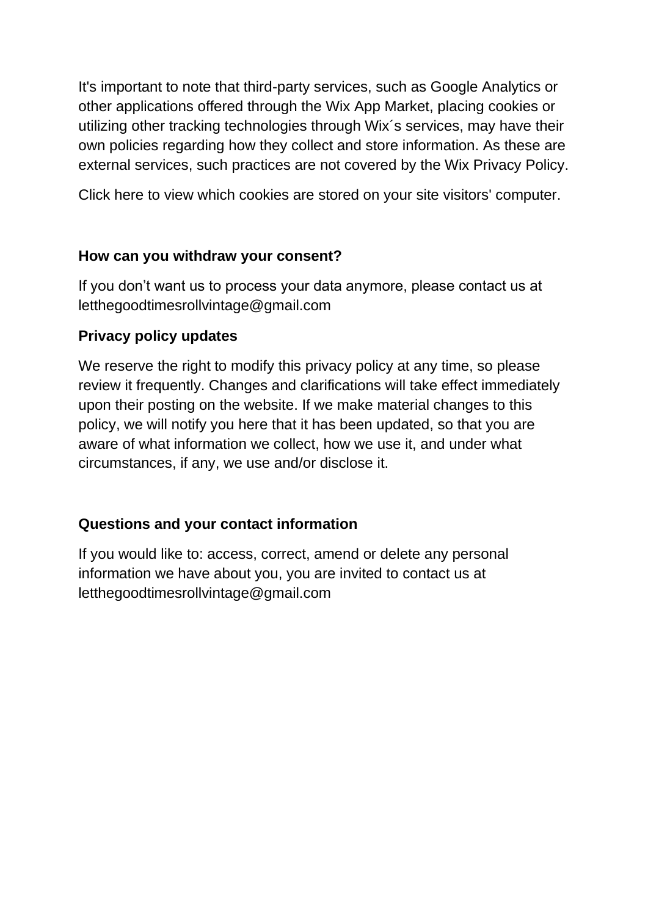It's important to note that third-party services, such as Google Analytics or other applications offered through the Wix App Market, placing cookies or utilizing other tracking technologies through Wix´s services, may have their own policies regarding how they collect and store information. As these are external services, such practices are not covered by the Wix Privacy Policy.

Click here to view which cookies are stored on your site visitors' computer.

**How can you withdraw your consent?**

If you don't want us to process your data anymore, please contact us at letthegoodtimesrollvintage@gmail.com

**Privacy policy updates**

We reserve the right to modify this privacy policy at any time, so please review it frequently. Changes and clarifications will take effect immediately upon their posting on the website. If we make material changes to this policy, we will notify you here that it has been updated, so that you are aware of what information we collect, how we use it, and under what circumstances, if any, we use and/or disclose it.

**Questions and your contact information**

If you would like to: access, correct, amend or delete any personal information we have about you, you are invited to contact us at letthegoodtimesrollvintage@gmail.com